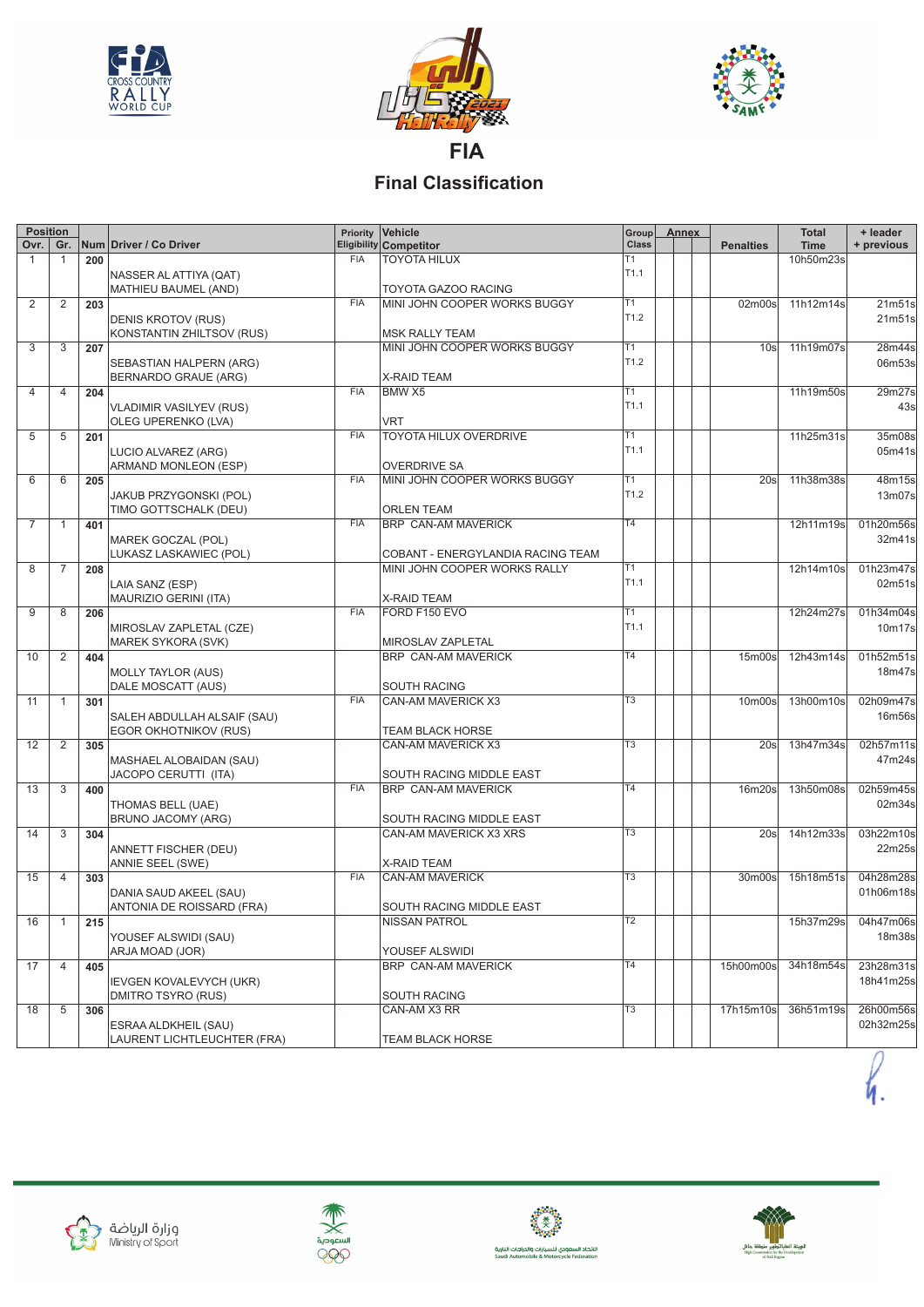# FIA

## Final Classification

| Position Ovr. | Gr. | Num | Driver / Co Driver | Priority Eligibility | Vehicle / Competitor | Group / Class | Annex | | | Penalties | Total Time | + leader + previous |
|---|---|---|---|---|---|---|---|---|---|---|---|---|
| 1 | 1 | 200 | NASSER AL ATTIYA (QAT) MATHIEU BAUMEL (AND) | FIA | TOYOTA HILUX TOYOTA GAZOO RACING | T1 T1.1 | | | | | 10h50m23s | |
| 2 | 2 | 203 | DENIS KROTOV (RUS) KONSTANTIN ZHILTSOV (RUS) | FIA | MINI JOHN COOPER WORKS BUGGY MSK RALLY TEAM | T1 T1.2 | | | | 02m00s | 11h12m14s | 21m51s 21m51s |
| 3 | 3 | 207 | SEBASTIAN HALPERN (ARG) BERNARDO GRAUE (ARG) | | MINI JOHN COOPER WORKS BUGGY X-RAID TEAM | T1 T1.2 | | | | 10s | 11h19m07s | 28m44s 06m53s |
| 4 | 4 | 204 | VLADIMIR VASILYEV (RUS) OLEG UPERENKO (LVA) | FIA | BMW X5 VRT | T1 T1.1 | | | | | 11h19m50s | 29m27s 43s |
| 5 | 5 | 201 | LUCIO ALVAREZ (ARG) ARMAND MONLEON (ESP) | FIA | TOYOTA HILUX OVERDRIVE OVERDRIVE SA | T1 T1.1 | | | | | 11h25m31s | 35m08s 05m41s |
| 6 | 6 | 205 | JAKUB PRZYGONSKI (POL) TIMO GOTTSCHALK (DEU) | FIA | MINI JOHN COOPER WORKS BUGGY ORLEN TEAM | T1 T1.2 | | | | 20s | 11h38m38s | 48m15s 13m07s |
| 7 | 1 | 401 | MAREK GOCZAL (POL) LUKASZ LASKAWIEC (POL) | FIA | BRP CAN-AM MAVERICK COBANT - ENERGYLANDIA RACING TEAM | T4 | | | | | 12h11m19s | 01h20m56s 32m41s |
| 8 | 7 | 208 | LAIA SANZ (ESP) MAURIZIO GERINI (ITA) | | MINI JOHN COOPER WORKS RALLY X-RAID TEAM | T1 T1.1 | | | | | 12h14m10s | 01h23m47s 02m51s |
| 9 | 8 | 206 | MIROSLAV ZAPLETAL (CZE) MAREK SYKORA (SVK) | FIA | FORD F150 EVO MIROSLAV ZAPLETAL | T1 T1.1 | | | | | 12h24m27s | 01h34m04s 10m17s |
| 10 | 2 | 404 | MOLLY TAYLOR (AUS) DALE MOSCATT (AUS) | | BRP CAN-AM MAVERICK SOUTH RACING | T4 | | | | 15m00s | 12h43m14s | 01h52m51s 18m47s |
| 11 | 1 | 301 | SALEH ABDULLAH ALSAIF (SAU) EGOR OKHOTNIKOV (RUS) | FIA | CAN-AM MAVERICK X3 TEAM BLACK HORSE | T3 | | | | 10m00s | 13h00m10s | 02h09m47s 16m56s |
| 12 | 2 | 305 | MASHAEL ALOBAIDAN (SAU) JACOPO CERUTTI (ITA) | | CAN-AM MAVERICK X3 SOUTH RACING MIDDLE EAST | T3 | | | | 20s | 13h47m34s | 02h57m11s 47m24s |
| 13 | 3 | 400 | THOMAS BELL (UAE) BRUNO JACOMY (ARG) | FIA | BRP CAN-AM MAVERICK SOUTH RACING MIDDLE EAST | T4 | | | | 16m20s | 13h50m08s | 02h59m45s 02m34s |
| 14 | 3 | 304 | ANNETT FISCHER (DEU) ANNIE SEEL (SWE) | | CAN-AM MAVERICK X3 XRS X-RAID TEAM | T3 | | | | 20s | 14h12m33s | 03h22m10s 22m25s |
| 15 | 4 | 303 | DANIA SAUD AKEEL (SAU) ANTONIA DE ROISSARD (FRA) | FIA | CAN-AM MAVERICK SOUTH RACING MIDDLE EAST | T3 | | | | 30m00s | 15h18m51s | 04h28m28s 01h06m18s |
| 16 | 1 | 215 | YOUSEF ALSWIDI (SAU) ARJA MOAD (JOR) | | NISSAN PATROL YOUSEF ALSWIDI | T2 | | | | | 15h37m29s | 04h47m06s 18m38s |
| 17 | 4 | 405 | IEVGEN KOVALEVYCH (UKR) DMITRO TSYRO (RUS) | | BRP CAN-AM MAVERICK SOUTH RACING | T4 | | | | 15h00m00s | 34h18m54s | 23h28m31s 18h41m25s |
| 18 | 5 | 306 | ESRAA ALDKHEIL (SAU) LAURENT LICHTLEUCHTER (FRA) | | CAN-AM X3 RR TEAM BLACK HORSE | T3 | | | | 17h15m10s | 36h51m19s | 26h00m56s 02h32m25s |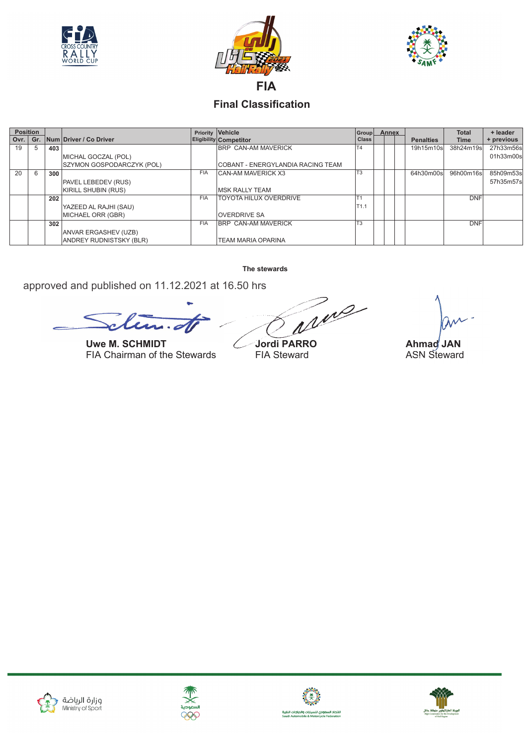# FIA

## Final Classification

| Position | | Num | Driver / Co Driver | Priority Eligibility | Vehicle Competitor | Group Class | Annex | | | Penalties | Total Time | + leader + previous |
|---|---|---|---|---|---|---|---|---|---|---|---|---|
| Ovr. | Gr. | | | | | | | | | | | |
| 19 | 5 | 403 | MICHAL GOCZAL (POL)<br>SZYMON GOSPODARCZYK (POL) | | BRP CAN-AM MAVERICK<br>COBANT - ENERGYLANDIA RACING TEAM | T4 | | | | 19h15m10s | 38h24m19s | 27h33m56s<br>01h33m00s |
| 20 | 6 | 300 | PAVEL LEBEDEV (RUS)<br>KIRILL SHUBIN (RUS) | FIA | CAN-AM MAVERICK X3<br>MSK RALLY TEAM | T3 | | | | 64h30m00s | 96h00m16s | 85h09m53s<br>57h35m57s |
| | | 202 | YAZEED AL RAJHI (SAU)<br>MICHAEL ORR (GBR) | FIA | TOYOTA HILUX OVERDRIVE<br>OVERDRIVE SA | T1<br>T1.1 | | | | | DNF | |
| | | 302 | ANVAR ERGASHEV (UZB)<br>ANDREY RUDNISTSKY (BLR) | FIA | BRP CAN-AM MAVERICK<br>TEAM MARIA OPARINA | T3 | | | | | DNF | |

**The stewards**

approved and published on 11.12.2021 at 16.50 hrs

**Uwe M. SCHMIDT**
FIA Chairman of the Stewards

**Jordi PARRO**
FIA Steward

**Ahmad JAN**
ASN Steward